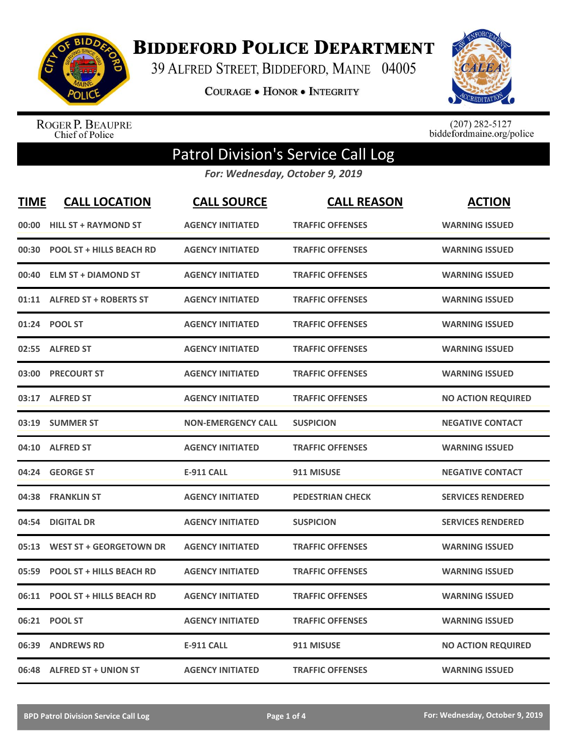# Biddeford Police Department

39 Alfred Street, Biddeford, Maine 04005

Courage • Honor • Integrity

Roger P. Beaupre
Chief of Police

(207) 282-5127
biddefordmaine.org/police

## Patrol Division's Service Call Log

*For: Wednesday, October 9, 2019*

| TIME | CALL LOCATION | CALL SOURCE | CALL REASON | ACTION |
|---|---|---|---|---|
| 00:00 | HILL ST + RAYMOND ST | AGENCY INITIATED | TRAFFIC OFFENSES | WARNING ISSUED |
| 00:30 | POOL ST + HILLS BEACH RD | AGENCY INITIATED | TRAFFIC OFFENSES | WARNING ISSUED |
| 00:40 | ELM ST + DIAMOND ST | AGENCY INITIATED | TRAFFIC OFFENSES | WARNING ISSUED |
| 01:11 | ALFRED ST + ROBERTS ST | AGENCY INITIATED | TRAFFIC OFFENSES | WARNING ISSUED |
| 01:24 | POOL ST | AGENCY INITIATED | TRAFFIC OFFENSES | WARNING ISSUED |
| 02:55 | ALFRED ST | AGENCY INITIATED | TRAFFIC OFFENSES | WARNING ISSUED |
| 03:00 | PRECOURT ST | AGENCY INITIATED | TRAFFIC OFFENSES | WARNING ISSUED |
| 03:17 | ALFRED ST | AGENCY INITIATED | TRAFFIC OFFENSES | NO ACTION REQUIRED |
| 03:19 | SUMMER ST | NON-EMERGENCY CALL | SUSPICION | NEGATIVE CONTACT |
| 04:10 | ALFRED ST | AGENCY INITIATED | TRAFFIC OFFENSES | WARNING ISSUED |
| 04:24 | GEORGE ST | E-911 CALL | 911 MISUSE | NEGATIVE CONTACT |
| 04:38 | FRANKLIN ST | AGENCY INITIATED | PEDESTRIAN CHECK | SERVICES RENDERED |
| 04:54 | DIGITAL DR | AGENCY INITIATED | SUSPICION | SERVICES RENDERED |
| 05:13 | WEST ST + GEORGETOWN DR | AGENCY INITIATED | TRAFFIC OFFENSES | WARNING ISSUED |
| 05:59 | POOL ST + HILLS BEACH RD | AGENCY INITIATED | TRAFFIC OFFENSES | WARNING ISSUED |
| 06:11 | POOL ST + HILLS BEACH RD | AGENCY INITIATED | TRAFFIC OFFENSES | WARNING ISSUED |
| 06:21 | POOL ST | AGENCY INITIATED | TRAFFIC OFFENSES | WARNING ISSUED |
| 06:39 | ANDREWS RD | E-911 CALL | 911 MISUSE | NO ACTION REQUIRED |
| 06:48 | ALFRED ST + UNION ST | AGENCY INITIATED | TRAFFIC OFFENSES | WARNING ISSUED |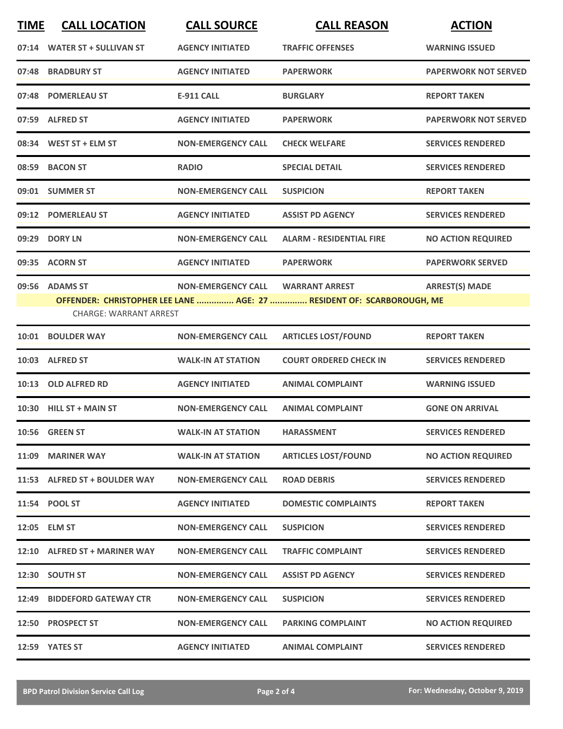| TIME | CALL LOCATION | CALL SOURCE | CALL REASON | ACTION |
|---|---|---|---|---|
| 07:14 | WATER ST + SULLIVAN ST | AGENCY INITIATED | TRAFFIC OFFENSES | WARNING ISSUED |
| 07:48 | BRADBURY ST | AGENCY INITIATED | PAPERWORK | PAPERWORK NOT SERVED |
| 07:48 | POMERLEAU ST | E-911 CALL | BURGLARY | REPORT TAKEN |
| 07:59 | ALFRED ST | AGENCY INITIATED | PAPERWORK | PAPERWORK NOT SERVED |
| 08:34 | WEST ST + ELM ST | NON-EMERGENCY CALL | CHECK WELFARE | SERVICES RENDERED |
| 08:59 | BACON ST | RADIO | SPECIAL DETAIL | SERVICES RENDERED |
| 09:01 | SUMMER ST | NON-EMERGENCY CALL | SUSPICION | REPORT TAKEN |
| 09:12 | POMERLEAU ST | AGENCY INITIATED | ASSIST PD AGENCY | SERVICES RENDERED |
| 09:29 | DORY LN | NON-EMERGENCY CALL | ALARM - RESIDENTIAL FIRE | NO ACTION REQUIRED |
| 09:35 | ACORN ST | AGENCY INITIATED | PAPERWORK | PAPERWORK SERVED |
| 09:56 | ADAMS ST | NON-EMERGENCY CALL | WARRANT ARREST | ARREST(S) MADE |

**OFFENDER: CHRISTOPHER LEE LANE ............... AGE: 27 ............... RESIDENT OF: SCARBOROUGH, ME**

CHARGE: WARRANT ARREST

| TIME | CALL LOCATION | CALL SOURCE | CALL REASON | ACTION |
|---|---|---|---|---|
| 10:01 | BOULDER WAY | NON-EMERGENCY CALL | ARTICLES LOST/FOUND | REPORT TAKEN |
| 10:03 | ALFRED ST | WALK-IN AT STATION | COURT ORDERED CHECK IN | SERVICES RENDERED |
| 10:13 | OLD ALFRED RD | AGENCY INITIATED | ANIMAL COMPLAINT | WARNING ISSUED |
| 10:30 | HILL ST + MAIN ST | NON-EMERGENCY CALL | ANIMAL COMPLAINT | GONE ON ARRIVAL |
| 10:56 | GREEN ST | WALK-IN AT STATION | HARASSMENT | SERVICES RENDERED |
| 11:09 | MARINER WAY | WALK-IN AT STATION | ARTICLES LOST/FOUND | NO ACTION REQUIRED |
| 11:53 | ALFRED ST + BOULDER WAY | NON-EMERGENCY CALL | ROAD DEBRIS | SERVICES RENDERED |
| 11:54 | POOL ST | AGENCY INITIATED | DOMESTIC COMPLAINTS | REPORT TAKEN |
| 12:05 | ELM ST | NON-EMERGENCY CALL | SUSPICION | SERVICES RENDERED |
| 12:10 | ALFRED ST + MARINER WAY | NON-EMERGENCY CALL | TRAFFIC COMPLAINT | SERVICES RENDERED |
| 12:30 | SOUTH ST | NON-EMERGENCY CALL | ASSIST PD AGENCY | SERVICES RENDERED |
| 12:49 | BIDDEFORD GATEWAY CTR | NON-EMERGENCY CALL | SUSPICION | SERVICES RENDERED |
| 12:50 | PROSPECT ST | NON-EMERGENCY CALL | PARKING COMPLAINT | NO ACTION REQUIRED |
| 12:59 | YATES ST | AGENCY INITIATED | ANIMAL COMPLAINT | SERVICES RENDERED |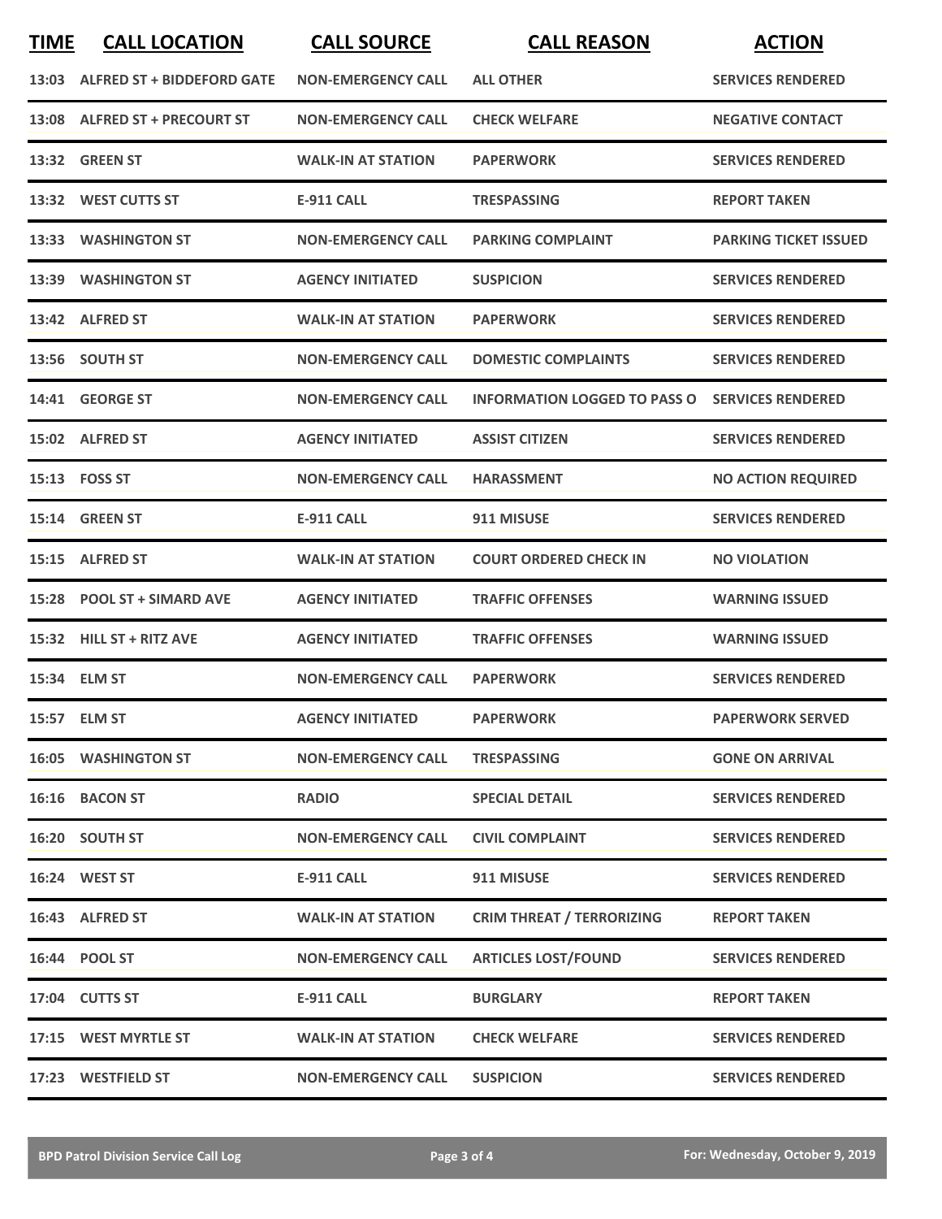| TIME | CALL LOCATION | CALL SOURCE | CALL REASON | ACTION |
|---|---|---|---|---|
| 13:03 | ALFRED ST + BIDDEFORD GATE | NON-EMERGENCY CALL | ALL OTHER | SERVICES RENDERED |
| 13:08 | ALFRED ST + PRECOURT ST | NON-EMERGENCY CALL | CHECK WELFARE | NEGATIVE CONTACT |
| 13:32 | GREEN ST | WALK-IN AT STATION | PAPERWORK | SERVICES RENDERED |
| 13:32 | WEST CUTTS ST | E-911 CALL | TRESPASSING | REPORT TAKEN |
| 13:33 | WASHINGTON ST | NON-EMERGENCY CALL | PARKING COMPLAINT | PARKING TICKET ISSUED |
| 13:39 | WASHINGTON ST | AGENCY INITIATED | SUSPICION | SERVICES RENDERED |
| 13:42 | ALFRED ST | WALK-IN AT STATION | PAPERWORK | SERVICES RENDERED |
| 13:56 | SOUTH ST | NON-EMERGENCY CALL | DOMESTIC COMPLAINTS | SERVICES RENDERED |
| 14:41 | GEORGE ST | NON-EMERGENCY CALL | INFORMATION LOGGED TO PASS O | SERVICES RENDERED |
| 15:02 | ALFRED ST | AGENCY INITIATED | ASSIST CITIZEN | SERVICES RENDERED |
| 15:13 | FOSS ST | NON-EMERGENCY CALL | HARASSMENT | NO ACTION REQUIRED |
| 15:14 | GREEN ST | E-911 CALL | 911 MISUSE | SERVICES RENDERED |
| 15:15 | ALFRED ST | WALK-IN AT STATION | COURT ORDERED CHECK IN | NO VIOLATION |
| 15:28 | POOL ST + SIMARD AVE | AGENCY INITIATED | TRAFFIC OFFENSES | WARNING ISSUED |
| 15:32 | HILL ST + RITZ AVE | AGENCY INITIATED | TRAFFIC OFFENSES | WARNING ISSUED |
| 15:34 | ELM ST | NON-EMERGENCY CALL | PAPERWORK | SERVICES RENDERED |
| 15:57 | ELM ST | AGENCY INITIATED | PAPERWORK | PAPERWORK SERVED |
| 16:05 | WASHINGTON ST | NON-EMERGENCY CALL | TRESPASSING | GONE ON ARRIVAL |
| 16:16 | BACON ST | RADIO | SPECIAL DETAIL | SERVICES RENDERED |
| 16:20 | SOUTH ST | NON-EMERGENCY CALL | CIVIL COMPLAINT | SERVICES RENDERED |
| 16:24 | WEST ST | E-911 CALL | 911 MISUSE | SERVICES RENDERED |
| 16:43 | ALFRED ST | WALK-IN AT STATION | CRIM THREAT / TERRORIZING | REPORT TAKEN |
| 16:44 | POOL ST | NON-EMERGENCY CALL | ARTICLES LOST/FOUND | SERVICES RENDERED |
| 17:04 | CUTTS ST | E-911 CALL | BURGLARY | REPORT TAKEN |
| 17:15 | WEST MYRTLE ST | WALK-IN AT STATION | CHECK WELFARE | SERVICES RENDERED |
| 17:23 | WESTFIELD ST | NON-EMERGENCY CALL | SUSPICION | SERVICES RENDERED |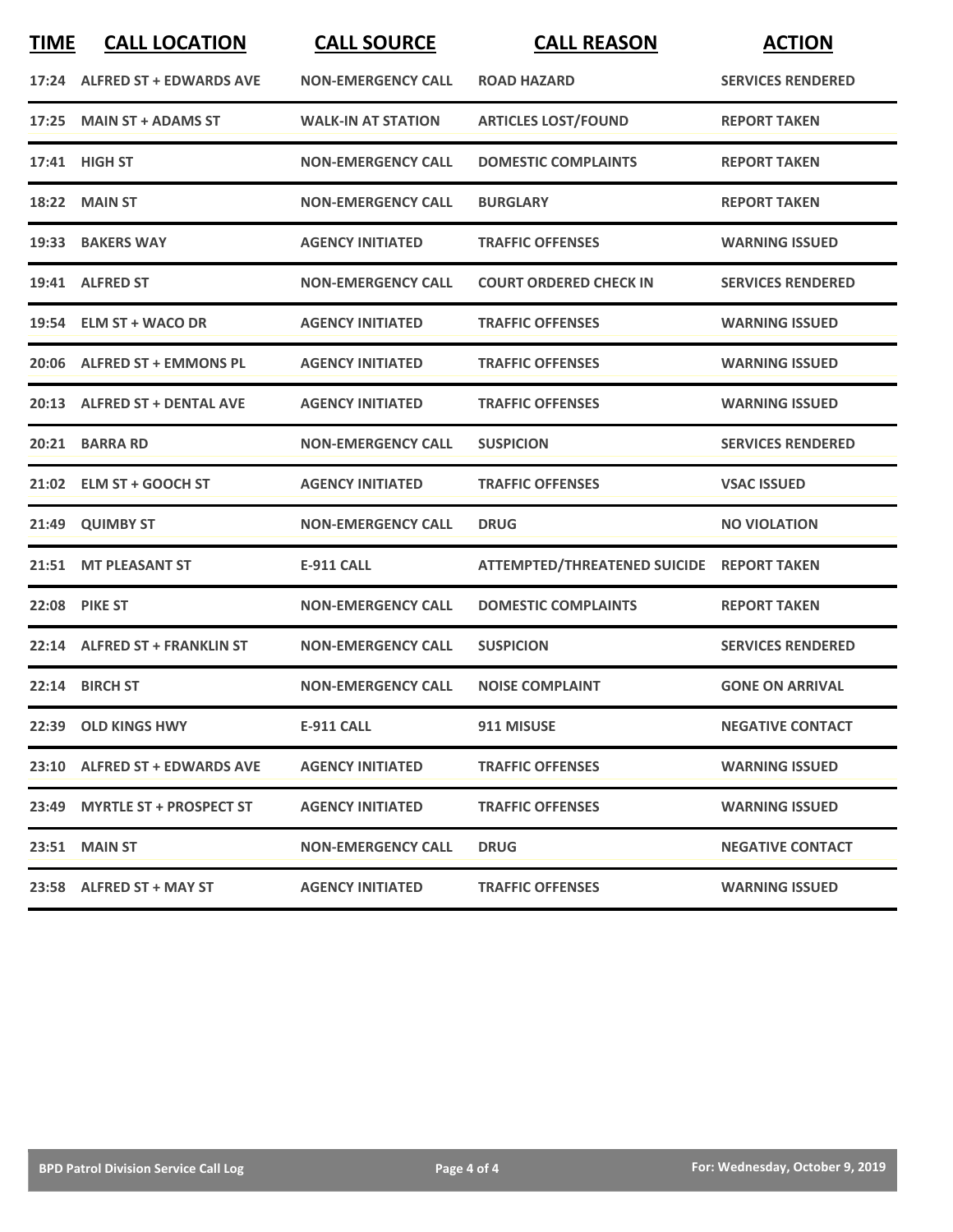| TIME | CALL LOCATION | CALL SOURCE | CALL REASON | ACTION |
|---|---|---|---|---|
| 17:24 | ALFRED ST + EDWARDS AVE | NON-EMERGENCY CALL | ROAD HAZARD | SERVICES RENDERED |
| 17:25 | MAIN ST + ADAMS ST | WALK-IN AT STATION | ARTICLES LOST/FOUND | REPORT TAKEN |
| 17:41 | HIGH ST | NON-EMERGENCY CALL | DOMESTIC COMPLAINTS | REPORT TAKEN |
| 18:22 | MAIN ST | NON-EMERGENCY CALL | BURGLARY | REPORT TAKEN |
| 19:33 | BAKERS WAY | AGENCY INITIATED | TRAFFIC OFFENSES | WARNING ISSUED |
| 19:41 | ALFRED ST | NON-EMERGENCY CALL | COURT ORDERED CHECK IN | SERVICES RENDERED |
| 19:54 | ELM ST + WACO DR | AGENCY INITIATED | TRAFFIC OFFENSES | WARNING ISSUED |
| 20:06 | ALFRED ST + EMMONS PL | AGENCY INITIATED | TRAFFIC OFFENSES | WARNING ISSUED |
| 20:13 | ALFRED ST + DENTAL AVE | AGENCY INITIATED | TRAFFIC OFFENSES | WARNING ISSUED |
| 20:21 | BARRA RD | NON-EMERGENCY CALL | SUSPICION | SERVICES RENDERED |
| 21:02 | ELM ST + GOOCH ST | AGENCY INITIATED | TRAFFIC OFFENSES | VSAC ISSUED |
| 21:49 | QUIMBY ST | NON-EMERGENCY CALL | DRUG | NO VIOLATION |
| 21:51 | MT PLEASANT ST | E-911 CALL | ATTEMPTED/THREATENED SUICIDE | REPORT TAKEN |
| 22:08 | PIKE ST | NON-EMERGENCY CALL | DOMESTIC COMPLAINTS | REPORT TAKEN |
| 22:14 | ALFRED ST + FRANKLIN ST | NON-EMERGENCY CALL | SUSPICION | SERVICES RENDERED |
| 22:14 | BIRCH ST | NON-EMERGENCY CALL | NOISE COMPLAINT | GONE ON ARRIVAL |
| 22:39 | OLD KINGS HWY | E-911 CALL | 911 MISUSE | NEGATIVE CONTACT |
| 23:10 | ALFRED ST + EDWARDS AVE | AGENCY INITIATED | TRAFFIC OFFENSES | WARNING ISSUED |
| 23:49 | MYRTLE ST + PROSPECT ST | AGENCY INITIATED | TRAFFIC OFFENSES | WARNING ISSUED |
| 23:51 | MAIN ST | NON-EMERGENCY CALL | DRUG | NEGATIVE CONTACT |
| 23:58 | ALFRED ST + MAY ST | AGENCY INITIATED | TRAFFIC OFFENSES | WARNING ISSUED |